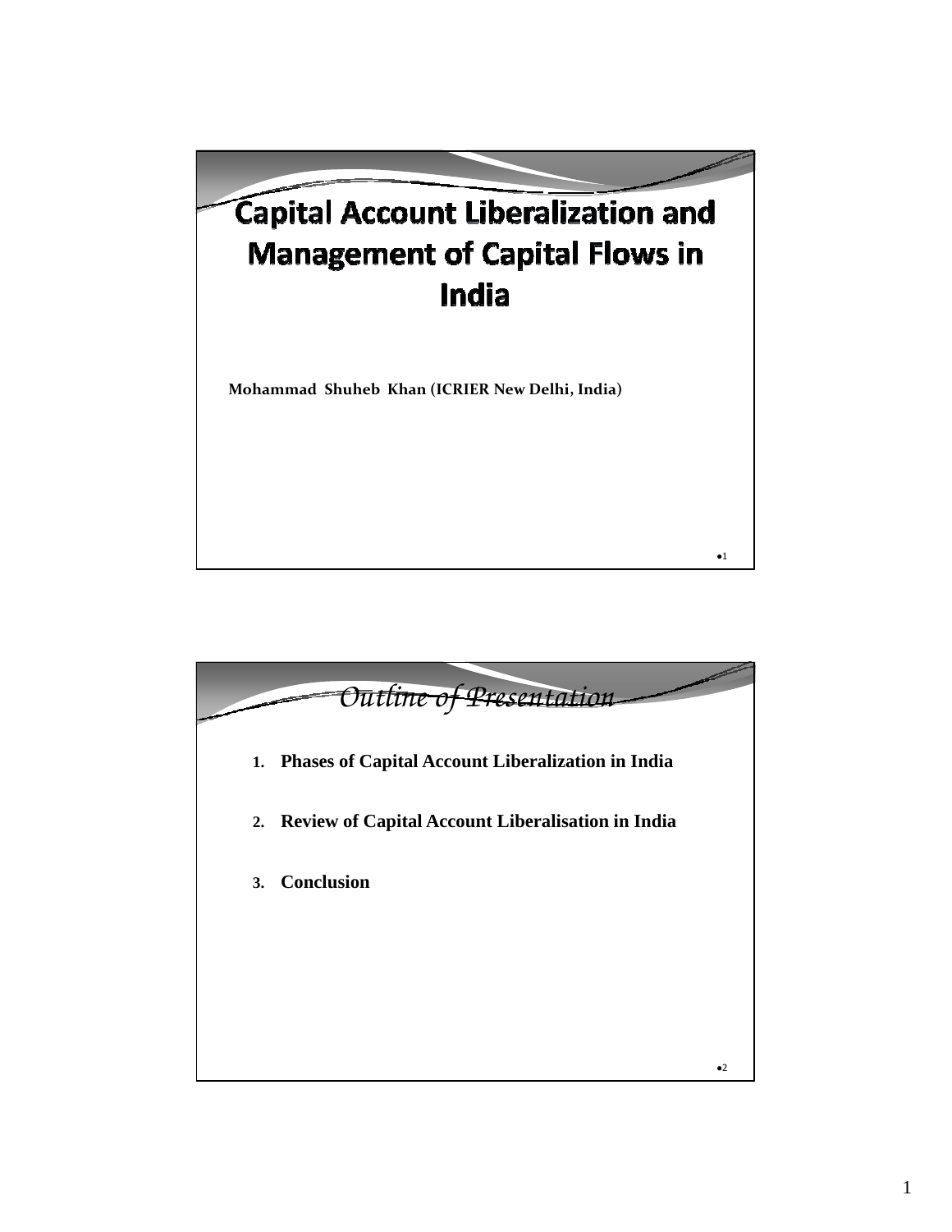# Capital Account Liberalization and Management of Capital Flows in India

**Mohammad Shuheb Khan (ICRIER New Delhi, India)**

## *Outline of Presentation*

1. **Phases of Capital Account Liberalization in India**
2. **Review of Capital Account Liberalisation in India**
3. **Conclusion**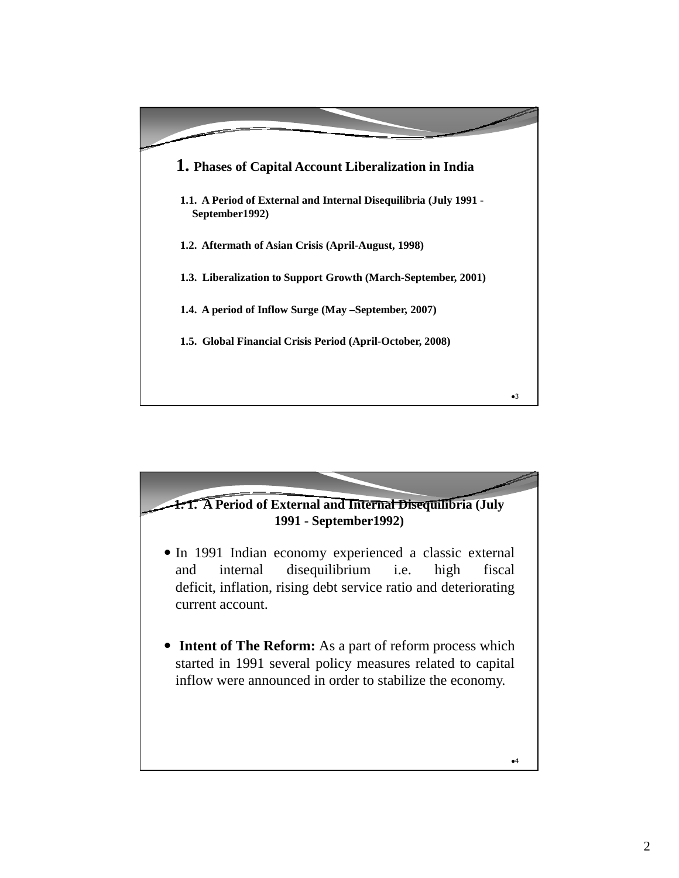# 1. Phases of Capital Account Liberalization in India

1.1. A Period of External and Internal Disequilibria (July 1991 - September1992)

1.2. Aftermath of Asian Crisis (April-August, 1998)

1.3. Liberalization to Support Growth (March-September, 2001)

1.4. A period of Inflow Surge (May –September, 2007)

1.5. Global Financial Crisis Period (April-October, 2008)

## 1.1. A Period of External and Internal Disequilibria (July 1991 - September1992)

- In 1991 Indian economy experienced a classic external and internal disequilibrium i.e. high fiscal deficit, inflation, rising debt service ratio and deteriorating current account.
- **Intent of The Reform:** As a part of reform process which started in 1991 several policy measures related to capital inflow were announced in order to stabilize the economy.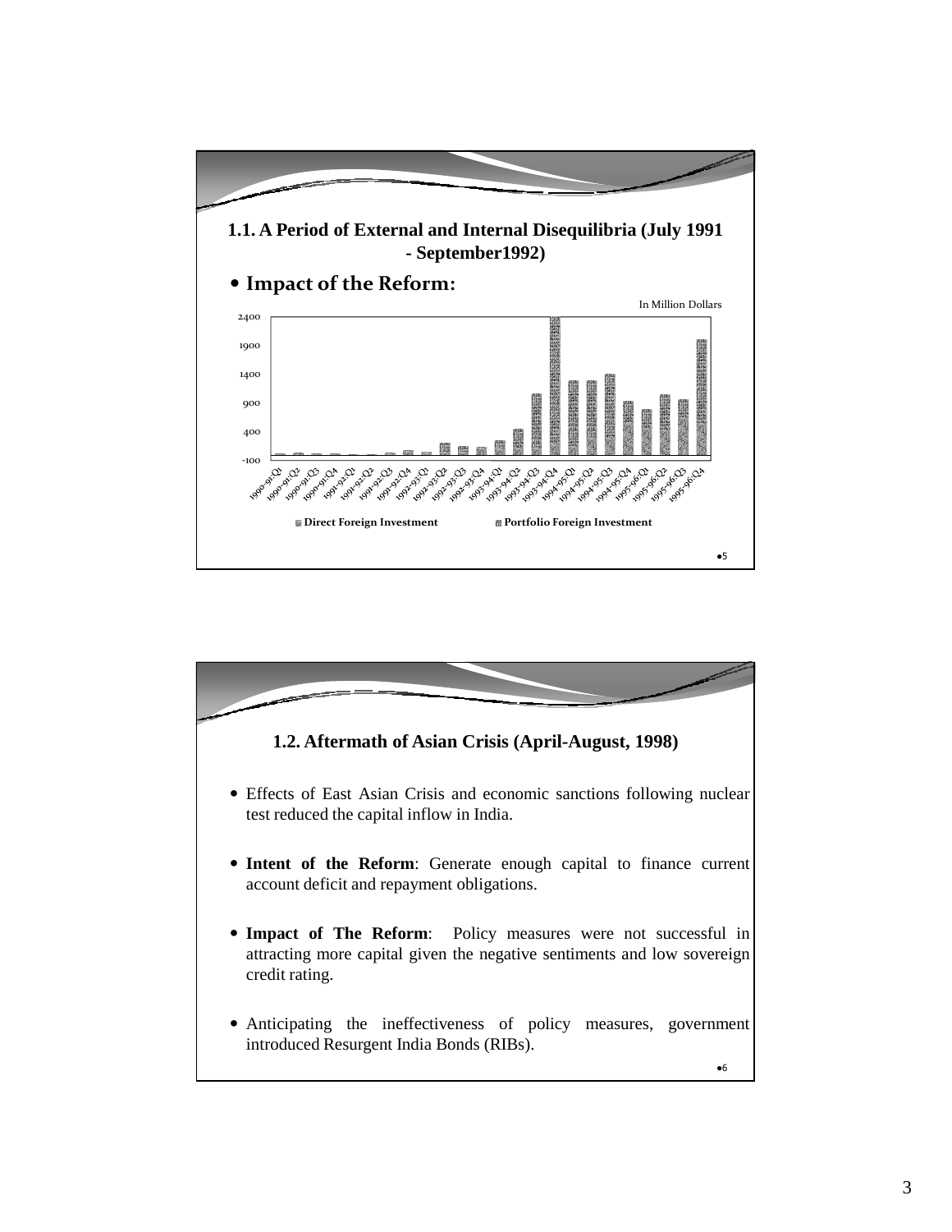## 1.1. A Period of External and Internal Disequilibria (July 1991 - September1992)

- **Impact of the Reform:**

In Million Dollars

Direct Foreign Investment | Portfolio Foreign Investment

## 1.2. Aftermath of Asian Crisis (April-August, 1998)

- Effects of East Asian Crisis and economic sanctions following nuclear test reduced the capital inflow in India.
- **Intent of the Reform**: Generate enough capital to finance current account deficit and repayment obligations.
- **Impact of The Reform**: Policy measures were not successful in attracting more capital given the negative sentiments and low sovereign credit rating.
- Anticipating the ineffectiveness of policy measures, government introduced Resurgent India Bonds (RIBs).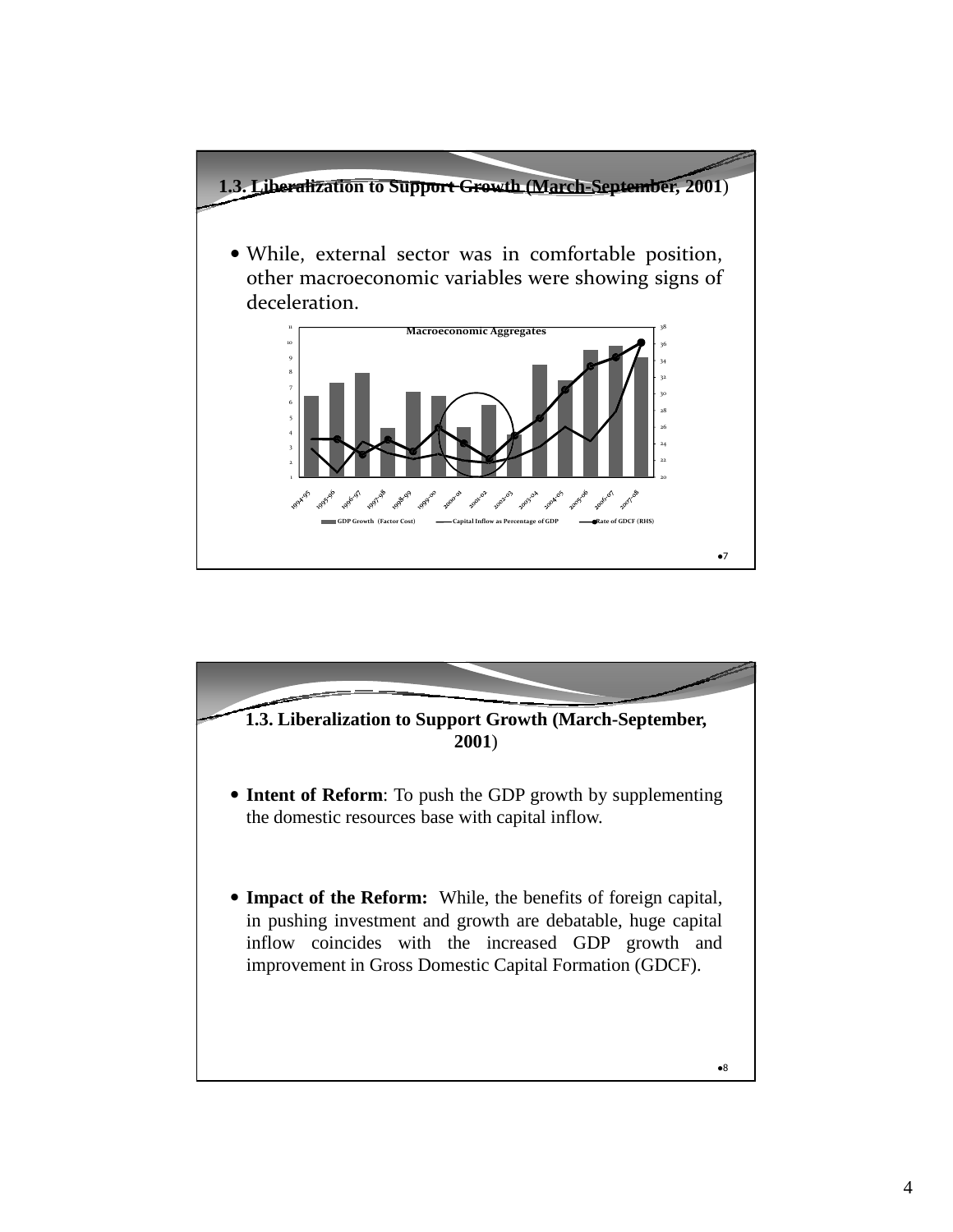## 1.3. Liberalization to Support Growth (March-September, 2001)

- While, external sector was in comfortable position, other macroeconomic variables were showing signs of deceleration.

Macroeconomic Aggregates

GDP Growth (Factor Cost) — Capital Inflow as Percentage of GDP — Rate of GDCF (RHS)

## 1.3. Liberalization to Support Growth (March-September, 2001)

- **Intent of Reform**: To push the GDP growth by supplementing the domestic resources base with capital inflow.

- **Impact of the Reform:** While, the benefits of foreign capital, in pushing investment and growth are debatable, huge capital inflow coincides with the increased GDP growth and improvement in Gross Domestic Capital Formation (GDCF).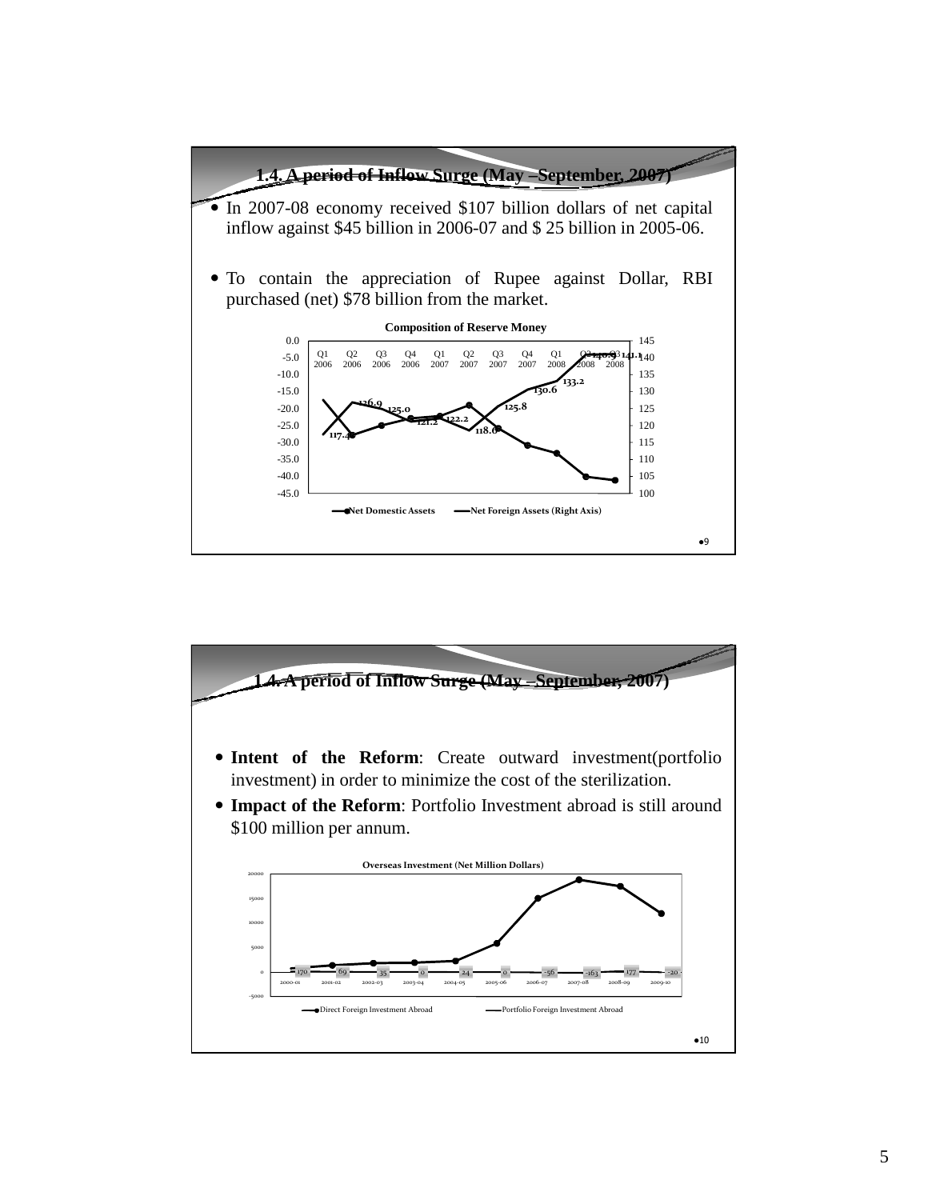## 1.4. A period of Inflow Surge (May –September, 2007)

- In 2007-08 economy received \$107 billion dollars of net capital inflow against \$45 billion in 2006-07 and \$ 25 billion in 2005-06.
- To contain the appreciation of Rupee against Dollar, RBI purchased (net) \$78 billion from the market.

**Composition of Reserve Money**

Net Domestic Assets — Net Foreign Assets (Right Axis)

Q1 2006, Q2 2006, Q3 2006, Q4 2006, Q1 2007, Q2 2007, Q3 2007, Q4 2007, Q1 2008, Q2 2008, Q3 2008

117.4, 126.9, 125.0, 121.2, 122.2, 118.0, 125.8, 130.6, 133.2, 140.9, 141.1

## 1.4. A period of Inflow Surge (May –September, 2007)

- **Intent of the Reform**: Create outward investment(portfolio investment) in order to minimize the cost of the sterilization.
- **Impact of the Reform**: Portfolio Investment abroad is still around \$100 million per annum.

**Overseas Investment (Net Million Dollars)**

| | 2000-01 | 2001-02 | 2002-03 | 2003-04 | 2004-05 | 2005-06 | 2006-07 | 2007-08 | 2008-09 | 2009-10 |
|---|---|---|---|---|---|---|---|---|---|---|
| Portfolio Foreign Investment Abroad | 170 | 69 | 35 | 0 | 24 | 0 | -56 | -163 | 177 | -20 |

Direct Foreign Investment Abroad — Portfolio Foreign Investment Abroad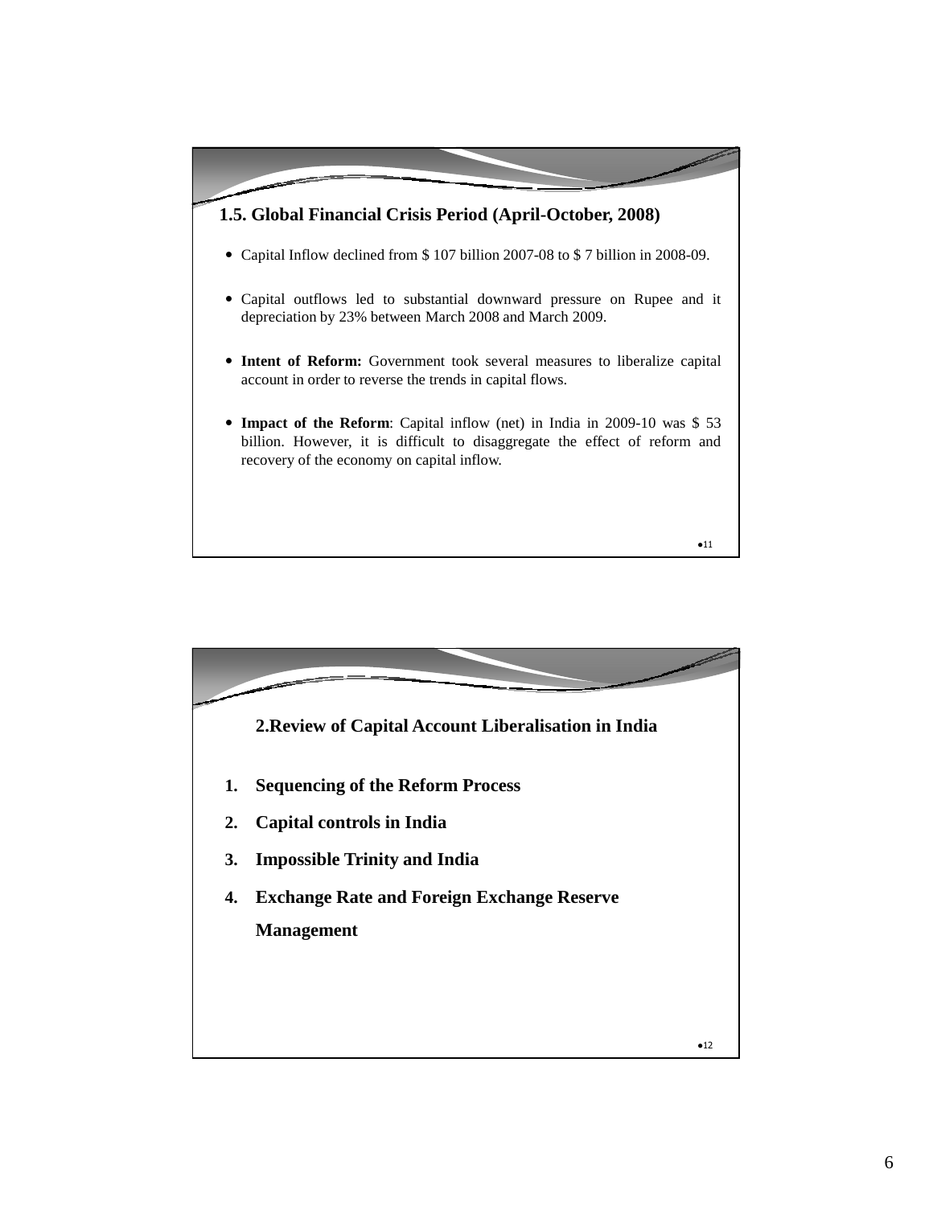## 1.5. Global Financial Crisis Period (April-October, 2008)

- Capital Inflow declined from $ 107 billion 2007-08 to $ 7 billion in 2008-09.
- Capital outflows led to substantial downward pressure on Rupee and it depreciation by 23% between March 2008 and March 2009.
- **Intent of Reform:** Government took several measures to liberalize capital account in order to reverse the trends in capital flows.
- **Impact of the Reform**: Capital inflow (net) in India in 2009-10 was $ 53 billion. However, it is difficult to disaggregate the effect of reform and recovery of the economy on capital inflow.

## 2.Review of Capital Account Liberalisation in India

1. **Sequencing of the Reform Process**
2. **Capital controls in India**
3. **Impossible Trinity and India**
4. **Exchange Rate and Foreign Exchange Reserve Management**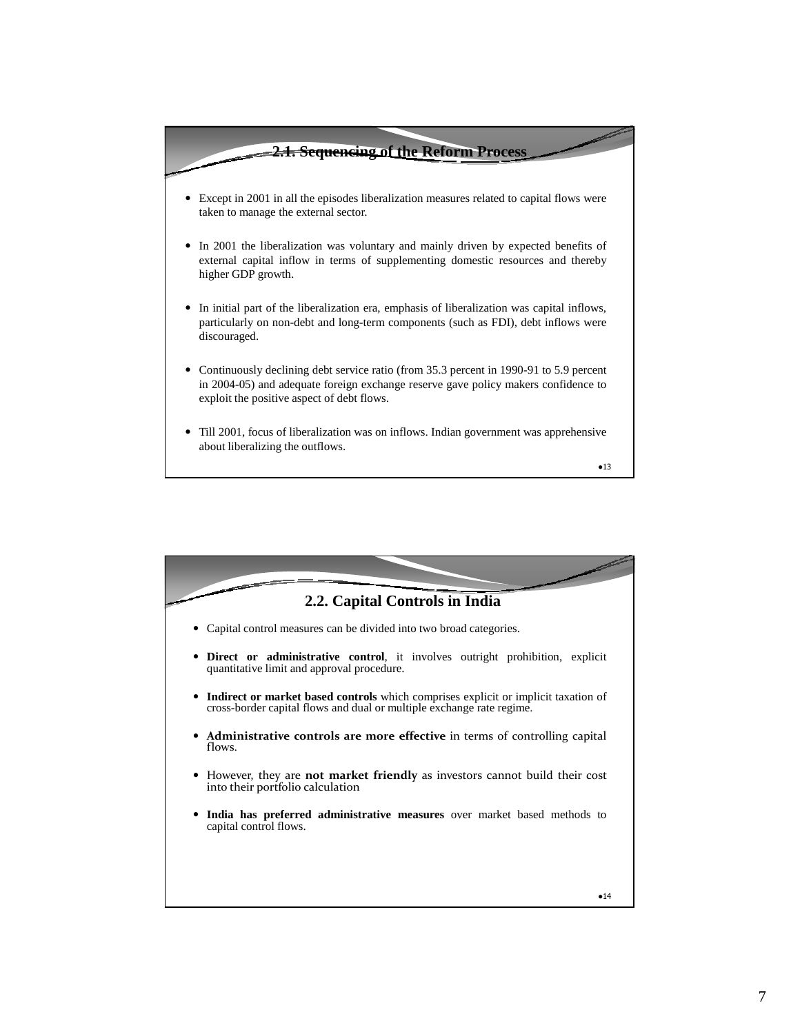## 2.1. Sequencing of the Reform Process

- Except in 2001 in all the episodes liberalization measures related to capital flows were taken to manage the external sector.
- In 2001 the liberalization was voluntary and mainly driven by expected benefits of external capital inflow in terms of supplementing domestic resources and thereby higher GDP growth.
- In initial part of the liberalization era, emphasis of liberalization was capital inflows, particularly on non-debt and long-term components (such as FDI), debt inflows were discouraged.
- Continuously declining debt service ratio (from 35.3 percent in 1990-91 to 5.9 percent in 2004-05) and adequate foreign exchange reserve gave policy makers confidence to exploit the positive aspect of debt flows.
- Till 2001, focus of liberalization was on inflows. Indian government was apprehensive about liberalizing the outflows.

## 2.2. Capital Controls in India

- Capital control measures can be divided into two broad categories.
- **Direct or administrative control**, it involves outright prohibition, explicit quantitative limit and approval procedure.
- **Indirect or market based controls** which comprises explicit or implicit taxation of cross-border capital flows and dual or multiple exchange rate regime.
- **Administrative controls are more effective** in terms of controlling capital flows.
- However, they are **not market friendly** as investors cannot build their cost into their portfolio calculation
- **India has preferred administrative measures** over market based methods to capital control flows.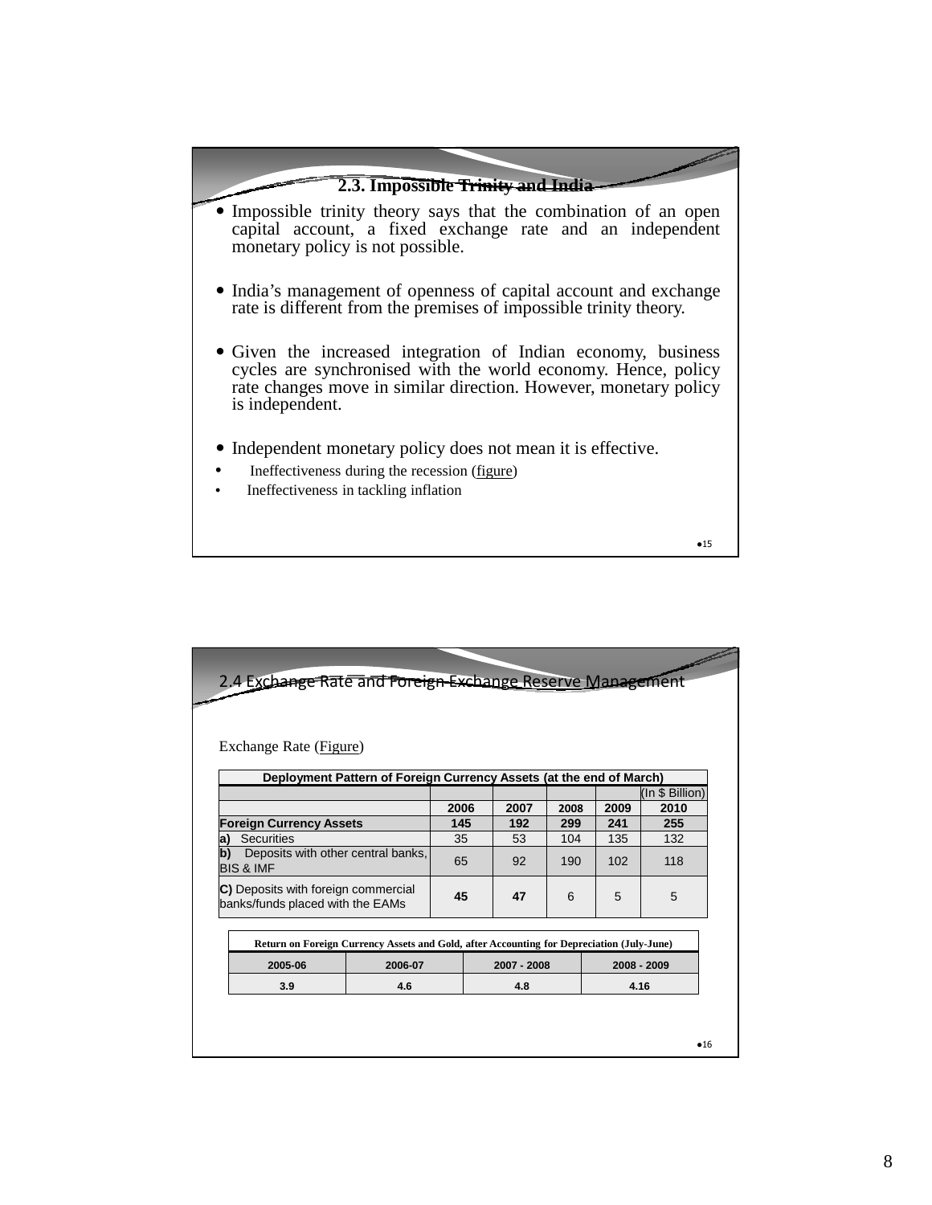## 2.3. Impossible Trinity and India

- Impossible trinity theory says that the combination of an open capital account, a fixed exchange rate and an independent monetary policy is not possible.
- India's management of openness of capital account and exchange rate is different from the premises of impossible trinity theory.
- Given the increased integration of Indian economy, business cycles are synchronised with the world economy. Hence, policy rate changes move in similar direction. However, monetary policy is independent.
- Independent monetary policy does not mean it is effective.
- Ineffectiveness during the recession (figure)
- Ineffectiveness in tackling inflation

## 2.4 Exchange Rate and Foreign Exchange Reserve Management

Exchange Rate (Figure)

| Deployment Pattern of Foreign Currency Assets (at the end of March) | | | | | |
|---|---|---|---|---|---|
| | | | | | (In $ Billion) |
| | 2006 | 2007 | 2008 | 2009 | 2010 |
| **Foreign Currency Assets** | **145** | **192** | **299** | **241** | **255** |
| **a)** Securities | 35 | 53 | 104 | 135 | 132 |
| **b)** Deposits with other central banks, BIS & IMF | 65 | 92 | 190 | 102 | 118 |
| **C)** Deposits with foreign commercial banks/funds placed with the EAMs | **45** | **47** | 6 | 5 | 5 |

| Return on Foreign Currency Assets and Gold, after Accounting for Depreciation (July-June) | | | |
|---|---|---|---|
| 2005-06 | 2006-07 | 2007 - 2008 | 2008 - 2009 |
| 3.9 | 4.6 | 4.8 | 4.16 |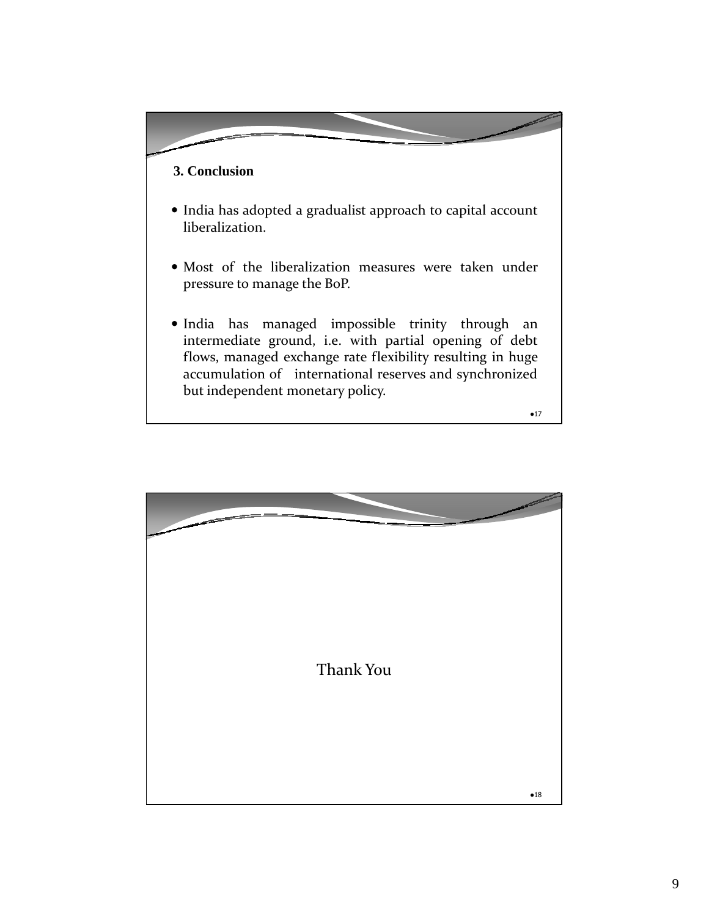## 3. Conclusion

- India has adopted a gradualist approach to capital account liberalization.
- Most of the liberalization measures were taken under pressure to manage the BoP.
- India has managed impossible trinity through an intermediate ground, i.e. with partial opening of debt flows, managed exchange rate flexibility resulting in huge accumulation of international reserves and synchronized but independent monetary policy.

Thank You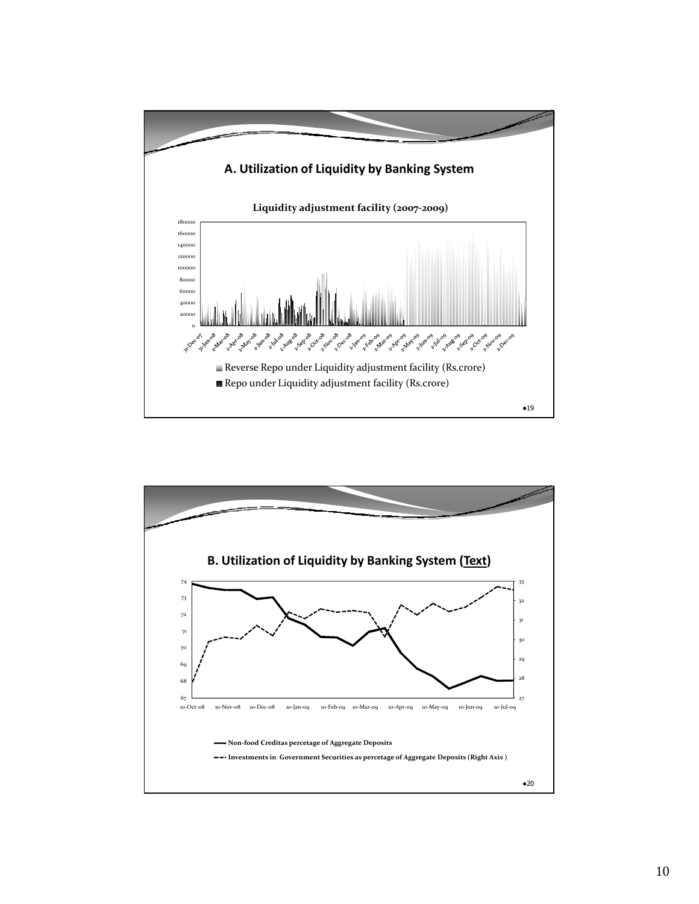## A. Utilization of Liquidity by Banking System

**Liquidity adjustment facility (2007-2009)**

- Reverse Repo under Liquidity adjustment facility (Rs.crore)
- Repo under Liquidity adjustment facility (Rs.crore)

## B. Utilization of Liquidity by Banking System (Text)

- **Non-food Creditas percetage of Aggregate Deposits**
- **Investments in Government Securities as percetage of Aggregate Deposits (Right Axis )**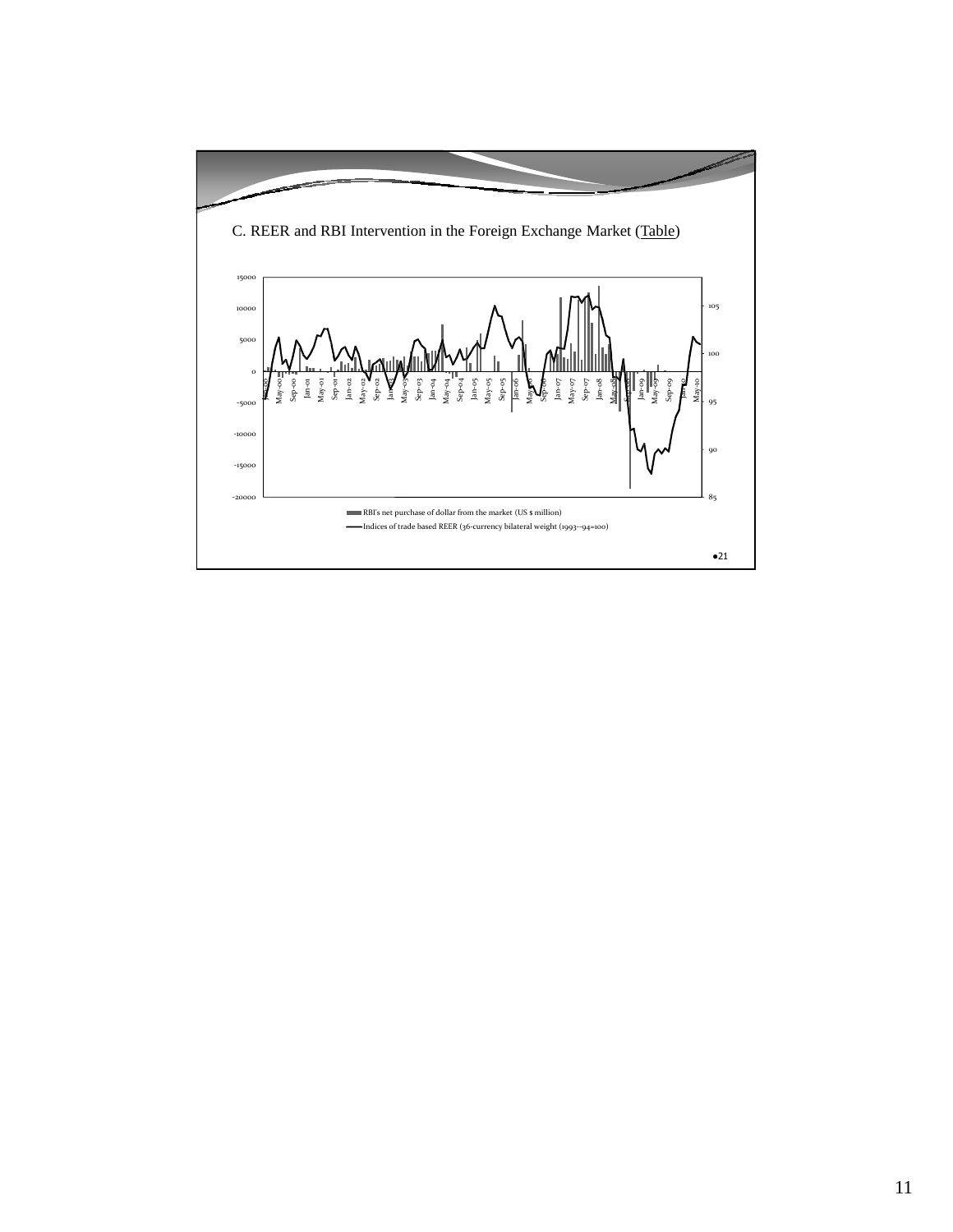C. REER and RBI Intervention in the Foreign Exchange Market (Table)

15000
10000
5000
0
-5000
-10000
-15000
-20000

105
100
95
90
85

Jan-00 May-00 Sep-00 Jan-01 May-01 Sep-01 Jan-02 May-02 Sep-02 Jan-03 May-03 Sep-03 Jan-04 May-04 Sep-04 Jan-05 May-05 Sep-05 Jan-06 May-06 Sep-06 Jan-07 May-07 Sep-07 Jan-08 May-08 Sep-08 Jan-09 May-09 Sep-09 Jan-10 May-10

RBI's net purchase of dollar from the market (US $ million)

Indices of trade based REER (36-currency bilateral weight (1993--94=100)

•21